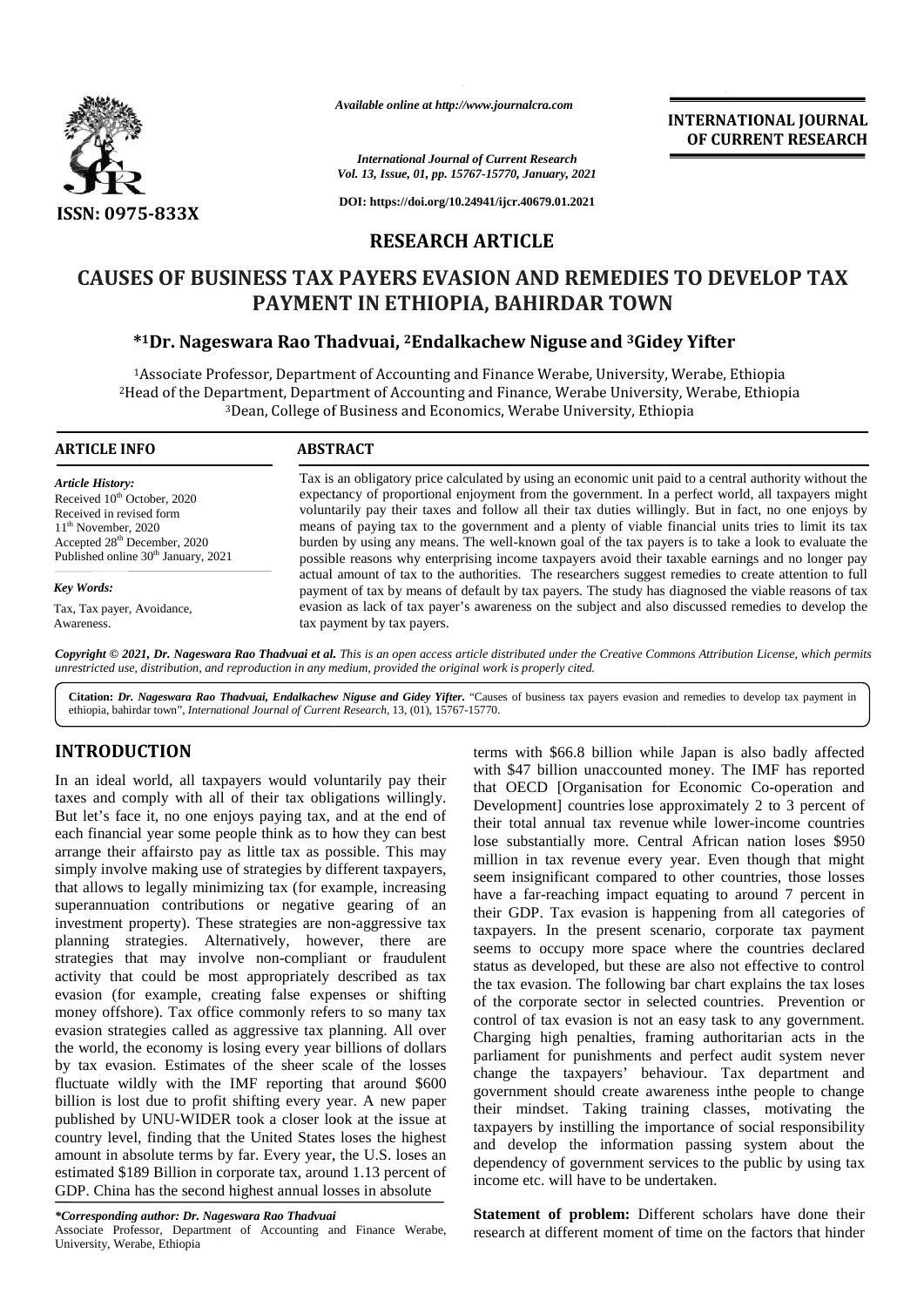**INTERNATIONAL JOURNAL OF CURRENT RESEARCH**

ISSN: 0975-833X

*Available online at http://www.journalcra.com*

*International Journal of Current Research*
*Vol. 13, Issue, 01, pp. 15767-15770, January, 2021*

DOI: https://doi.org/10.24941/ijcr.40679.01.2021

## RESEARCH ARTICLE

# CAUSES OF BUSINESS TAX PAYERS EVASION AND REMEDIES TO DEVELOP TAX PAYMENT IN ETHIOPIA, BAHIRDAR TOWN

**\*[1]Dr. Nageswara Rao Thadvuai, [2]Endalkachew Niguse and [3]Gidey Yifter**

[1]Associate Professor, Department of Accounting and Finance Werabe, University, Werabe, Ethiopia
[2]Head of the Department, Department of Accounting and Finance, Werabe University, Werabe, Ethiopia
[3]Dean, College of Business and Economics, Werabe University, Ethiopia

**ARTICLE INFO**

*Article History:*
Received 10th October, 2020
Received in revised form
11th November, 2020
Accepted 28th December, 2020
Published online 30th January, 2021

*Key Words:*
Tax, Tax payer, Avoidance, Awareness.

**ABSTRACT**

Tax is an obligatory price calculated by using an economic unit paid to a central authority without the expectancy of proportional enjoyment from the government. In a perfect world, all taxpayers might voluntarily pay their taxes and follow all their tax duties willingly. But in fact, no one enjoys by means of paying tax to the government and a plenty of viable financial units tries to limit its tax burden by using any means. The well-known goal of the tax payers is to take a look to evaluate the possible reasons why enterprising income taxpayers avoid their taxable earnings and no longer pay actual amount of tax to the authorities. The researchers suggest remedies to create attention to full payment of tax by means of default by tax payers. The study has diagnosed the viable reasons of tax evasion as lack of tax payer's awareness on the subject and also discussed remedies to develop the tax payment by tax payers.

***Copyright © 2021, Dr. Nageswara Rao Thadvuai et al.*** *This is an open access article distributed under the Creative Commons Attribution License, which permits unrestricted use, distribution, and reproduction in any medium, provided the original work is properly cited.*

**Citation:** ***Dr. Nageswara Rao Thadvuai, Endalkachew Niguse and Gidey Yifter.*** "Causes of business tax payers evasion and remedies to develop tax payment in ethiopia, bahirdar town", *International Journal of Current Research*, 13, (01), 15767-15770.

## INTRODUCTION

In an ideal world, all taxpayers would voluntarily pay their taxes and comply with all of their tax obligations willingly. But let's face it, no one enjoys paying tax, and at the end of each financial year some people think as to how they can best arrange their affairsto pay as little tax as possible. This may simply involve making use of strategies by different taxpayers, that allows to legally minimizing tax (for example, increasing superannuation contributions or negative gearing of an investment property). These strategies are non-aggressive tax planning strategies. Alternatively, however, there are strategies that may involve non-compliant or fraudulent activity that could be most appropriately described as tax evasion (for example, creating false expenses or shifting money offshore). Tax office commonly refers to so many tax evasion strategies called as aggressive tax planning. All over the world, the economy is losing every year billions of dollars by tax evasion. Estimates of the sheer scale of the losses fluctuate wildly with the IMF reporting that around $600 billion is lost due to profit shifting every year. A new paper published by UNU-WIDER took a closer look at the issue at country level, finding that the United States loses the highest amount in absolute terms by far. Every year, the U.S. loses an estimated $189 Billion in corporate tax, around 1.13 percent of GDP. China has the second highest annual losses in absolute terms with $66.8 billion while Japan is also badly affected with $47 billion unaccounted money. The IMF has reported that OECD [Organisation for Economic Co-operation and Development] countries lose approximately 2 to 3 percent of their total annual tax revenue while lower-income countries lose substantially more. Central African nation loses $950 million in tax revenue every year. Even though that might seem insignificant compared to other countries, those losses have a far-reaching impact equating to around 7 percent in their GDP. Tax evasion is happening from all categories of taxpayers. In the present scenario, corporate tax payment seems to occupy more space where the countries declared status as developed, but these are also not effective to control the tax evasion. The following bar chart explains the tax loses of the corporate sector in selected countries. Prevention or control of tax evasion is not an easy task to any government. Charging high penalties, framing authoritarian acts in the parliament for punishments and perfect audit system never change the taxpayers' behaviour. Tax department and government should create awareness inthe people to change their mindset. Taking training classes, motivating the taxpayers by instilling the importance of social responsibility and develop the information passing system about the dependency of government services to the public by using tax income etc. will have to be undertaken.

**Statement of problem:** Different scholars have done their research at different moment of time on the factors that hinder

*\*Corresponding author: Dr. Nageswara Rao Thadvuai*
Associate Professor, Department of Accounting and Finance Werabe, University, Werabe, Ethiopia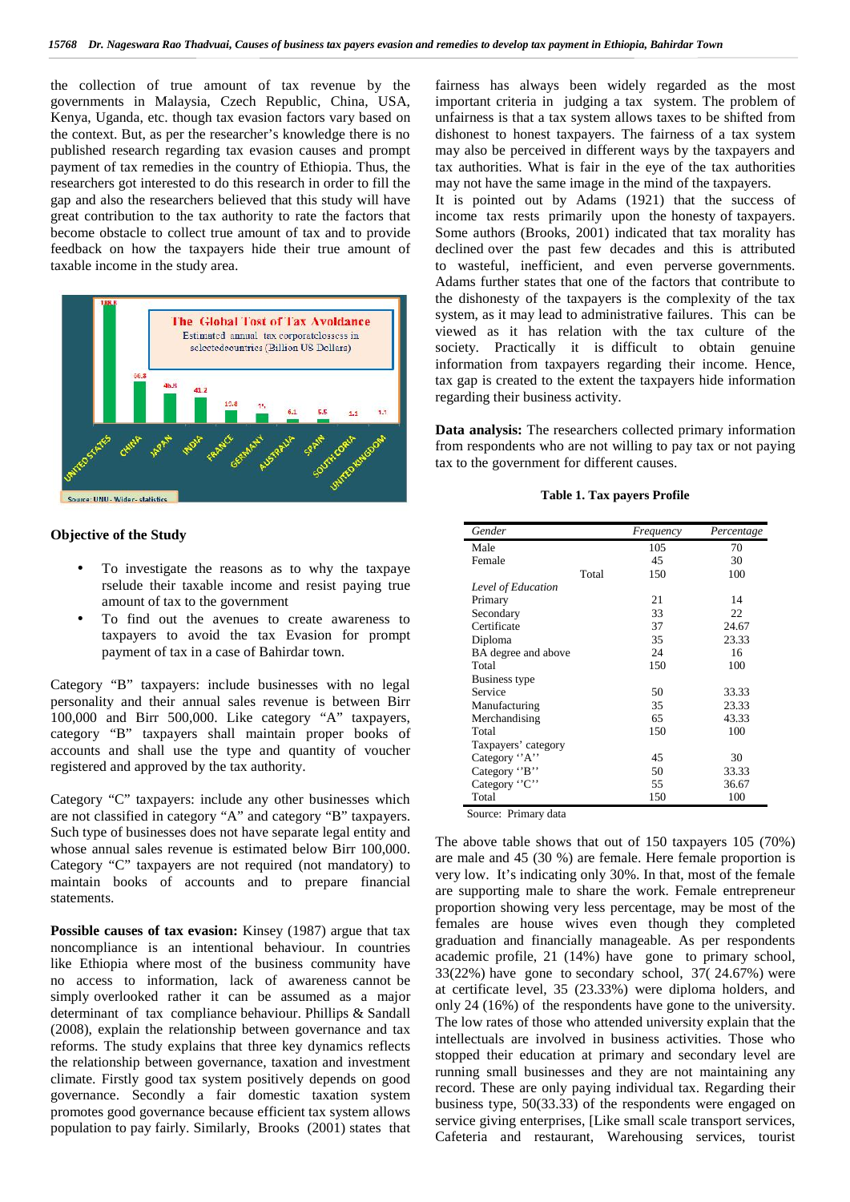the collection of true amount of tax revenue by the governments in Malaysia, Czech Republic, China, USA, Kenya, Uganda, etc. though tax evasion factors vary based on the context. But, as per the researcher's knowledge there is no published research regarding tax evasion causes and prompt payment of tax remedies in the country of Ethiopia. Thus, the researchers got interested to do this research in order to fill the gap and also the researchers believed that this study will have great contribution to the tax authority to rate the factors that become obstacle to collect true amount of tax and to provide feedback on how the taxpayers hide their true amount of taxable income in the study area.

### Objective of the Study

- To investigate the reasons as to why the taxpaye rselude their taxable income and resist paying true amount of tax to the government
- To find out the avenues to create awareness to taxpayers to avoid the tax Evasion for prompt payment of tax in a case of Bahirdar town.

Category "B" taxpayers: include businesses with no legal personality and their annual sales revenue is between Birr 100,000 and Birr 500,000. Like category "A" taxpayers, category "B" taxpayers shall maintain proper books of accounts and shall use the type and quantity of voucher registered and approved by the tax authority.

Category "C" taxpayers: include any other businesses which are not classified in category "A" and category "B" taxpayers. Such type of businesses does not have separate legal entity and whose annual sales revenue is estimated below Birr 100,000. Category "C" taxpayers are not required (not mandatory) to maintain books of accounts and to prepare financial statements.

**Possible causes of tax evasion:** Kinsey (1987) argue that tax noncompliance is an intentional behaviour. In countries like Ethiopia where most of the business community have no access to information, lack of awareness cannot be simply overlooked rather it can be assumed as a major determinant of tax compliance behaviour. Phillips & Sandall (2008), explain the relationship between governance and tax reforms. The study explains that three key dynamics reflects the relationship between governance, taxation and investment climate. Firstly good tax system positively depends on good governance. Secondly a fair domestic taxation system promotes good governance because efficient tax system allows population to pay fairly. Similarly, Brooks (2001) states that fairness has always been widely regarded as the most important criteria in judging a tax system. The problem of unfairness is that a tax system allows taxes to be shifted from dishonest to honest taxpayers. The fairness of a tax system may also be perceived in different ways by the taxpayers and tax authorities. What is fair in the eye of the tax authorities may not have the same image in the mind of the taxpayers.

It is pointed out by Adams (1921) that the success of income tax rests primarily upon the honesty of taxpayers. Some authors (Brooks, 2001) indicated that tax morality has declined over the past few decades and this is attributed to wasteful, inefficient, and even perverse governments. Adams further states that one of the factors that contribute to the dishonesty of the taxpayers is the complexity of the tax system, as it may lead to administrative failures. This can be viewed as it has relation with the tax culture of the society. Practically it is difficult to obtain genuine information from taxpayers regarding their income. Hence, tax gap is created to the extent the taxpayers hide information regarding their business activity.

**Data analysis:** The researchers collected primary information from respondents who are not willing to pay tax or not paying tax to the government for different causes.

**Table 1. Tax payers Profile**

| *Gender* | | *Frequency* | *Percentage* |
|---|---|---|---|
| Male | | 105 | 70 |
| Female | | 45 | 30 |
| | Total | 150 | 100 |
| *Level of Education* | | | |
| Primary | | 21 | 14 |
| Secondary | | 33 | 22 |
| Certificate | | 37 | 24.67 |
| Diploma | | 35 | 23.33 |
| BA degree and above | | 24 | 16 |
| Total | | 150 | 100 |
| Business type | | | |
| Service | | 50 | 33.33 |
| Manufacturing | | 35 | 23.33 |
| Merchandising | | 65 | 43.33 |
| Total | | 150 | 100 |
| Taxpayers' category | | | |
| Category ''A'' | | 45 | 30 |
| Category ''B'' | | 50 | 33.33 |
| Category ''C'' | | 55 | 36.67 |
| Total | | 150 | 100 |

Source: Primary data

The above table shows that out of 150 taxpayers 105 (70%) are male and 45 (30 %) are female. Here female proportion is very low. It's indicating only 30%. In that, most of the female are supporting male to share the work. Female entrepreneur proportion showing very less percentage, may be most of the females are house wives even though they completed graduation and financially manageable. As per respondents academic profile, 21 (14%) have gone to primary school, 33(22%) have gone to secondary school, 37( 24.67%) were at certificate level, 35 (23.33%) were diploma holders, and only 24 (16%) of the respondents have gone to the university. The low rates of those who attended university explain that the intellectuals are involved in business activities. Those who stopped their education at primary and secondary level are running small businesses and they are not maintaining any record. These are only paying individual tax. Regarding their business type, 50(33.33) of the respondents were engaged on service giving enterprises, [Like small scale transport services, Cafeteria and restaurant, Warehousing services, tourist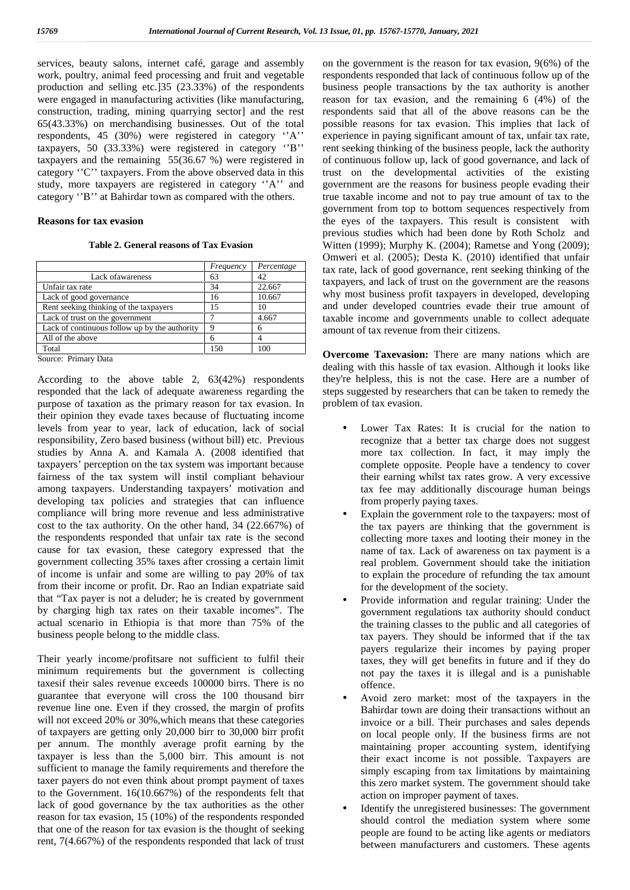services, beauty salons, internet café, garage and assembly work, poultry, animal feed processing and fruit and vegetable production and selling etc.]35 (23.33%) of the respondents were engaged in manufacturing activities (like manufacturing, construction, trading, mining quarrying sector] and the rest 65(43.33%) on merchandising businesses. Out of the total respondents, 45 (30%) were registered in category ''A'' taxpayers, 50 (33.33%) were registered in category ''B'' taxpayers and the remaining 55(36.67 %) were registered in category ''C'' taxpayers. From the above observed data in this study, more taxpayers are registered in category ''A'' and category ''B'' at Bahirdar town as compared with the others.

### Reasons for tax evasion

**Table 2. General reasons of Tax Evasion**

| | *Frequency* | *Percentage* |
|---|---|---|
| Lack ofawareness | 63 | 42 |
| Unfair tax rate | 34 | 22.667 |
| Lack of good governance | 16 | 10.667 |
| Rent seeking thinking of the taxpayers | 15 | 10 |
| Lack of trust on the government | 7 | 4.667 |
| Lack of continuous follow up by the authority | 9 | 6 |
| All of the above | 6 | 4 |
| Total | 150 | 100 |

Source: Primary Data

According to the above table 2, 63(42%) respondents responded that the lack of adequate awareness regarding the purpose of taxation as the primary reason for tax evasion. In their opinion they evade taxes because of fluctuating income levels from year to year, lack of education, lack of social responsibility, Zero based business (without bill) etc. Previous studies by Anna A. and Kamala A. (2008 identified that taxpayers' perception on the tax system was important because fairness of the tax system will instil compliant behaviour among taxpayers. Understanding taxpayers' motivation and developing tax policies and strategies that can influence compliance will bring more revenue and less administrative cost to the tax authority. On the other hand, 34 (22.667%) of the respondents responded that unfair tax rate is the second cause for tax evasion, these category expressed that the government collecting 35% taxes after crossing a certain limit of income is unfair and some are willing to pay 20% of tax from their income or profit. Dr. Rao an Indian expatriate said that "Tax payer is not a deluder; he is created by government by charging high tax rates on their taxable incomes". The actual scenario in Ethiopia is that more than 75% of the business people belong to the middle class.

Their yearly income/profitsare not sufficient to fulfil their minimum requirements but the government is collecting taxesif their sales revenue exceeds 100000 birrs. There is no guarantee that everyone will cross the 100 thousand birr revenue line one. Even if they crossed, the margin of profits will not exceed 20% or 30%,which means that these categories of taxpayers are getting only 20,000 birr to 30,000 birr profit per annum. The monthly average profit earning by the taxpayer is less than the 5,000 birr. This amount is not sufficient to manage the family requirements and therefore the taxer payers do not even think about prompt payment of taxes to the Government. 16(10.667%) of the respondents felt that lack of good governance by the tax authorities as the other reason for tax evasion, 15 (10%) of the respondents responded that one of the reason for tax evasion is the thought of seeking rent, 7(4.667%) of the respondents responded that lack of trust on the government is the reason for tax evasion, 9(6%) of the respondents responded that lack of continuous follow up of the business people transactions by the tax authority is another reason for tax evasion, and the remaining 6 (4%) of the respondents said that all of the above reasons can be the possible reasons for tax evasion. This implies that lack of experience in paying significant amount of tax, unfair tax rate, rent seeking thinking of the business people, lack the authority of continuous follow up, lack of good governance, and lack of trust on the developmental activities of the existing government are the reasons for business people evading their true taxable income and not to pay true amount of tax to the government from top to bottom sequences respectively from the eyes of the taxpayers. This result is consistent with previous studies which had been done by Roth Scholz and Witten (1999); Murphy K. (2004); Rametse and Yong (2009); Omweri et al. (2005); Desta K. (2010) identified that unfair tax rate, lack of good governance, rent seeking thinking of the taxpayers, and lack of trust on the government are the reasons why most business profit taxpayers in developed, developing and under developed countries evade their true amount of taxable income and governments unable to collect adequate amount of tax revenue from their citizens.

**Overcome Taxevasion:** There are many nations which are dealing with this hassle of tax evasion. Although it looks like they're helpless, this is not the case. Here are a number of steps suggested by researchers that can be taken to remedy the problem of tax evasion.

- Lower Tax Rates: It is crucial for the nation to recognize that a better tax charge does not suggest more tax collection. In fact, it may imply the complete opposite. People have a tendency to cover their earning whilst tax rates grow. A very excessive tax fee may additionally discourage human beings from properly paying taxes.
- Explain the government role to the taxpayers: most of the tax payers are thinking that the government is collecting more taxes and looting their money in the name of tax. Lack of awareness on tax payment is a real problem. Government should take the initiation to explain the procedure of refunding the tax amount for the development of the society.
- Provide information and regular training: Under the government regulations tax authority should conduct the training classes to the public and all categories of tax payers. They should be informed that if the tax payers regularize their incomes by paying proper taxes, they will get benefits in future and if they do not pay the taxes it is illegal and is a punishable offence.
- Avoid zero market: most of the taxpayers in the Bahirdar town are doing their transactions without an invoice or a bill. Their purchases and sales depends on local people only. If the business firms are not maintaining proper accounting system, identifying their exact income is not possible. Taxpayers are simply escaping from tax limitations by maintaining this zero market system. The government should take action on improper payment of taxes.
- Identify the unregistered businesses: The government should control the mediation system where some people are found to be acting like agents or mediators between manufacturers and customers. These agents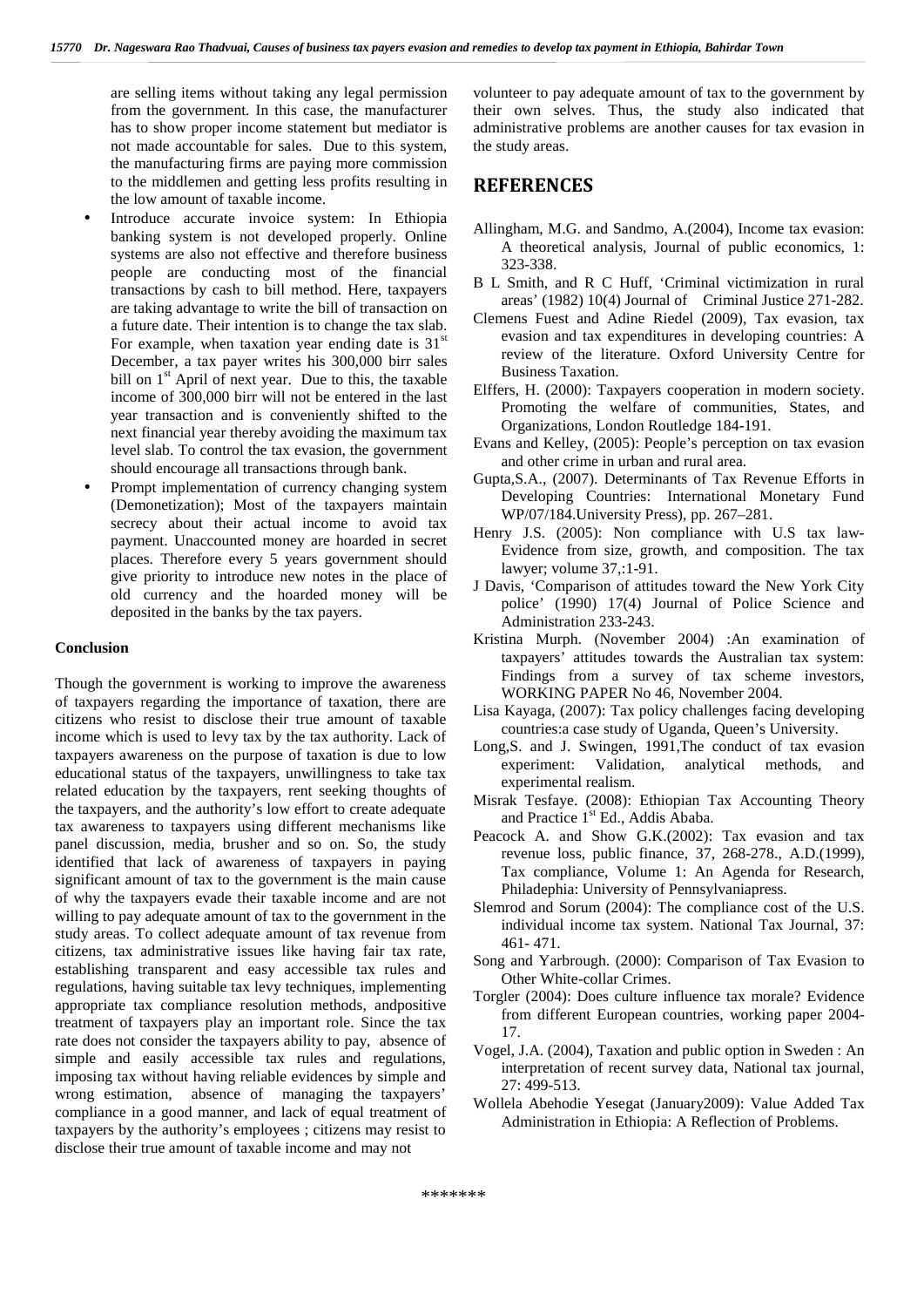are selling items without taking any legal permission from the government. In this case, the manufacturer has to show proper income statement but mediator is not made accountable for sales. Due to this system, the manufacturing firms are paying more commission to the middlemen and getting less profits resulting in the low amount of taxable income.

- Introduce accurate invoice system: In Ethiopia banking system is not developed properly. Online systems are also not effective and therefore business people are conducting most of the financial transactions by cash to bill method. Here, taxpayers are taking advantage to write the bill of transaction on a future date. Their intention is to change the tax slab. For example, when taxation year ending date is 31[st] December, a tax payer writes his 300,000 birr sales bill on 1[st] April of next year. Due to this, the taxable income of 300,000 birr will not be entered in the last year transaction and is conveniently shifted to the next financial year thereby avoiding the maximum tax level slab. To control the tax evasion, the government should encourage all transactions through bank.
- Prompt implementation of currency changing system (Demonetization); Most of the taxpayers maintain secrecy about their actual income to avoid tax payment. Unaccounted money are hoarded in secret places. Therefore every 5 years government should give priority to introduce new notes in the place of old currency and the hoarded money will be deposited in the banks by the tax payers.

**Conclusion**

Though the government is working to improve the awareness of taxpayers regarding the importance of taxation, there are citizens who resist to disclose their true amount of taxable income which is used to levy tax by the tax authority. Lack of taxpayers awareness on the purpose of taxation is due to low educational status of the taxpayers, unwillingness to take tax related education by the taxpayers, rent seeking thoughts of the taxpayers, and the authority's low effort to create adequate tax awareness to taxpayers using different mechanisms like panel discussion, media, brusher and so on. So, the study identified that lack of awareness of taxpayers in paying significant amount of tax to the government is the main cause of why the taxpayers evade their taxable income and are not willing to pay adequate amount of tax to the government in the study areas. To collect adequate amount of tax revenue from citizens, tax administrative issues like having fair tax rate, establishing transparent and easy accessible tax rules and regulations, having suitable tax levy techniques, implementing appropriate tax compliance resolution methods, andpositive treatment of taxpayers play an important role. Since the tax rate does not consider the taxpayers ability to pay, absence of simple and easily accessible tax rules and regulations, imposing tax without having reliable evidences by simple and wrong estimation, absence of managing the taxpayers' compliance in a good manner, and lack of equal treatment of taxpayers by the authority's employees ; citizens may resist to disclose their true amount of taxable income and may not volunteer to pay adequate amount of tax to the government by their own selves. Thus, the study also indicated that administrative problems are another causes for tax evasion in the study areas.

## REFERENCES

Allingham, M.G. and Sandmo, A.(2004), Income tax evasion: A theoretical analysis, Journal of public economics, 1: 323-338.

B L Smith, and R C Huff, 'Criminal victimization in rural areas' (1982) 10(4) Journal of Criminal Justice 271-282.

Clemens Fuest and Adine Riedel (2009), Tax evasion, tax evasion and tax expenditures in developing countries: A review of the literature. Oxford University Centre for Business Taxation.

Elffers, H. (2000): Taxpayers cooperation in modern society. Promoting the welfare of communities, States, and Organizations, London Routledge 184-191.

Evans and Kelley, (2005): People's perception on tax evasion and other crime in urban and rural area.

Gupta,S.A., (2007). Determinants of Tax Revenue Efforts in Developing Countries: International Monetary Fund WP/07/184.University Press), pp. 267–281.

Henry J.S. (2005): Non compliance with U.S tax law- Evidence from size, growth, and composition. The tax lawyer; volume 37,:1-91.

J Davis, 'Comparison of attitudes toward the New York City police' (1990) 17(4) Journal of Police Science and Administration 233-243.

Kristina Murph. (November 2004) :An examination of taxpayers' attitudes towards the Australian tax system: Findings from a survey of tax scheme investors, WORKING PAPER No 46, November 2004.

Lisa Kayaga, (2007): Tax policy challenges facing developing countries:a case study of Uganda, Queen's University.

Long,S. and J. Swingen, 1991,The conduct of tax evasion experiment: Validation, analytical methods, and experimental realism.

Misrak Tesfaye. (2008): Ethiopian Tax Accounting Theory and Practice 1[st] Ed., Addis Ababa.

Peacock A. and Show G.K.(2002): Tax evasion and tax revenue loss, public finance, 37, 268-278., A.D.(1999), Tax compliance, Volume 1: An Agenda for Research, Philadephia: University of Pennsylvaniapress.

Slemrod and Sorum (2004): The compliance cost of the U.S. individual income tax system. National Tax Journal, 37: 461- 471.

Song and Yarbrough. (2000): Comparison of Tax Evasion to Other White-collar Crimes.

Torgler (2004): Does culture influence tax morale? Evidence from different European countries, working paper 2004-17.

Vogel, J.A. (2004), Taxation and public option in Sweden : An interpretation of recent survey data, National tax journal, 27: 499-513.

Wollela Abehodie Yesegat (January2009): Value Added Tax Administration in Ethiopia: A Reflection of Problems.

\*\*\*\*\*\*\*